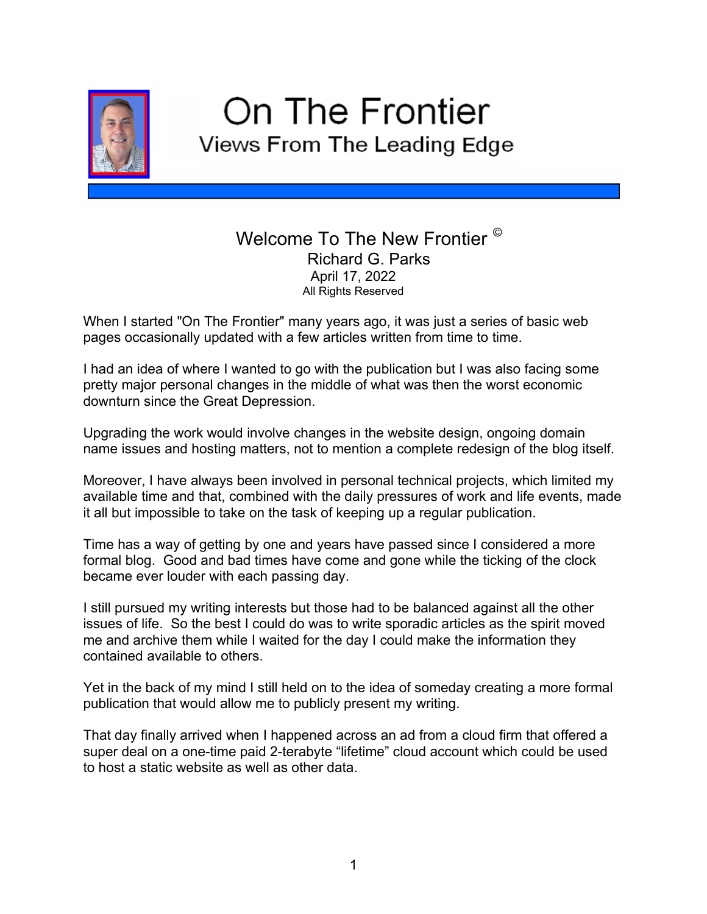# On The Frontier

## Views From The Leading Edge

### Welcome To The New Frontier ©

Richard G. Parks

April 17, 2022

All Rights Reserved

When I started "On The Frontier" many years ago, it was just a series of basic web pages occasionally updated with a few articles written from time to time.

I had an idea of where I wanted to go with the publication but I was also facing some pretty major personal changes in the middle of what was then the worst economic downturn since the Great Depression.

Upgrading the work would involve changes in the website design, ongoing domain name issues and hosting matters, not to mention a complete redesign of the blog itself.

Moreover, I have always been involved in personal technical projects, which limited my available time and that, combined with the daily pressures of work and life events, made it all but impossible to take on the task of keeping up a regular publication.

Time has a way of getting by one and years have passed since I considered a more formal blog. Good and bad times have come and gone while the ticking of the clock became ever louder with each passing day.

I still pursued my writing interests but those had to be balanced against all the other issues of life. So the best I could do was to write sporadic articles as the spirit moved me and archive them while I waited for the day I could make the information they contained available to others.

Yet in the back of my mind I still held on to the idea of someday creating a more formal publication that would allow me to publicly present my writing.

That day finally arrived when I happened across an ad from a cloud firm that offered a super deal on a one-time paid 2-terabyte "lifetime" cloud account which could be used to host a static website as well as other data.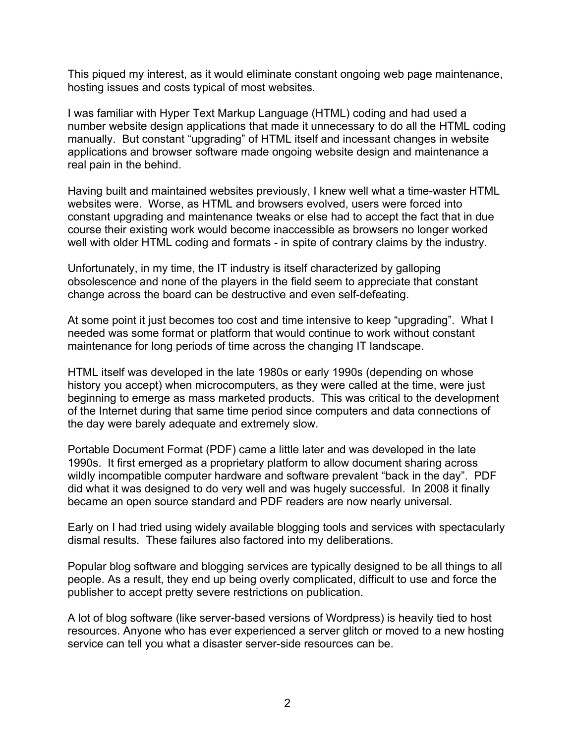This piqued my interest, as it would eliminate constant ongoing web page maintenance, hosting issues and costs typical of most websites.

I was familiar with Hyper Text Markup Language (HTML) coding and had used a number website design applications that made it unnecessary to do all the HTML coding manually. But constant "upgrading" of HTML itself and incessant changes in website applications and browser software made ongoing website design and maintenance a real pain in the behind.

Having built and maintained websites previously, I knew well what a time-waster HTML websites were. Worse, as HTML and browsers evolved, users were forced into constant upgrading and maintenance tweaks or else had to accept the fact that in due course their existing work would become inaccessible as browsers no longer worked well with older HTML coding and formats - in spite of contrary claims by the industry.

Unfortunately, in my time, the IT industry is itself characterized by galloping obsolescence and none of the players in the field seem to appreciate that constant change across the board can be destructive and even self-defeating.

At some point it just becomes too cost and time intensive to keep "upgrading". What I needed was some format or platform that would continue to work without constant maintenance for long periods of time across the changing IT landscape.

HTML itself was developed in the late 1980s or early 1990s (depending on whose history you accept) when microcomputers, as they were called at the time, were just beginning to emerge as mass marketed products. This was critical to the development of the Internet during that same time period since computers and data connections of the day were barely adequate and extremely slow.

Portable Document Format (PDF) came a little later and was developed in the late 1990s. It first emerged as a proprietary platform to allow document sharing across wildly incompatible computer hardware and software prevalent "back in the day". PDF did what it was designed to do very well and was hugely successful. In 2008 it finally became an open source standard and PDF readers are now nearly universal.

Early on I had tried using widely available blogging tools and services with spectacularly dismal results. These failures also factored into my deliberations.

Popular blog software and blogging services are typically designed to be all things to all people. As a result, they end up being overly complicated, difficult to use and force the publisher to accept pretty severe restrictions on publication.

A lot of blog software (like server-based versions of Wordpress) is heavily tied to host resources. Anyone who has ever experienced a server glitch or moved to a new hosting service can tell you what a disaster server-side resources can be.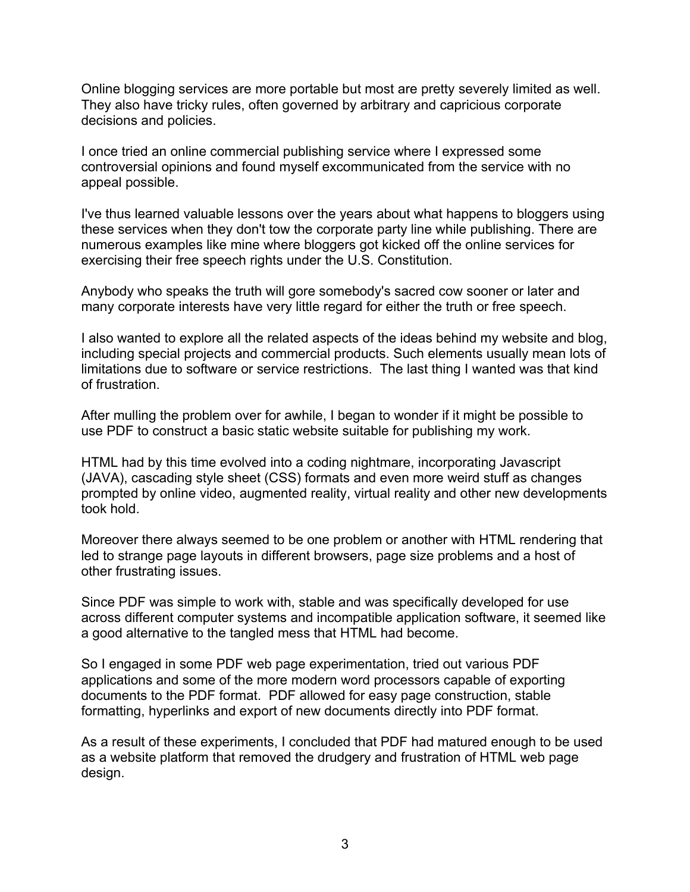Online blogging services are more portable but most are pretty severely limited as well. They also have tricky rules, often governed by arbitrary and capricious corporate decisions and policies.

I once tried an online commercial publishing service where I expressed some controversial opinions and found myself excommunicated from the service with no appeal possible.

I've thus learned valuable lessons over the years about what happens to bloggers using these services when they don't tow the corporate party line while publishing. There are numerous examples like mine where bloggers got kicked off the online services for exercising their free speech rights under the U.S. Constitution.

Anybody who speaks the truth will gore somebody's sacred cow sooner or later and many corporate interests have very little regard for either the truth or free speech.

I also wanted to explore all the related aspects of the ideas behind my website and blog, including special projects and commercial products. Such elements usually mean lots of limitations due to software or service restrictions. The last thing I wanted was that kind of frustration.

After mulling the problem over for awhile, I began to wonder if it might be possible to use PDF to construct a basic static website suitable for publishing my work.

HTML had by this time evolved into a coding nightmare, incorporating Javascript (JAVA), cascading style sheet (CSS) formats and even more weird stuff as changes prompted by online video, augmented reality, virtual reality and other new developments took hold.

Moreover there always seemed to be one problem or another with HTML rendering that led to strange page layouts in different browsers, page size problems and a host of other frustrating issues.

Since PDF was simple to work with, stable and was specifically developed for use across different computer systems and incompatible application software, it seemed like a good alternative to the tangled mess that HTML had become.

So I engaged in some PDF web page experimentation, tried out various PDF applications and some of the more modern word processors capable of exporting documents to the PDF format. PDF allowed for easy page construction, stable formatting, hyperlinks and export of new documents directly into PDF format.

As a result of these experiments, I concluded that PDF had matured enough to be used as a website platform that removed the drudgery and frustration of HTML web page design.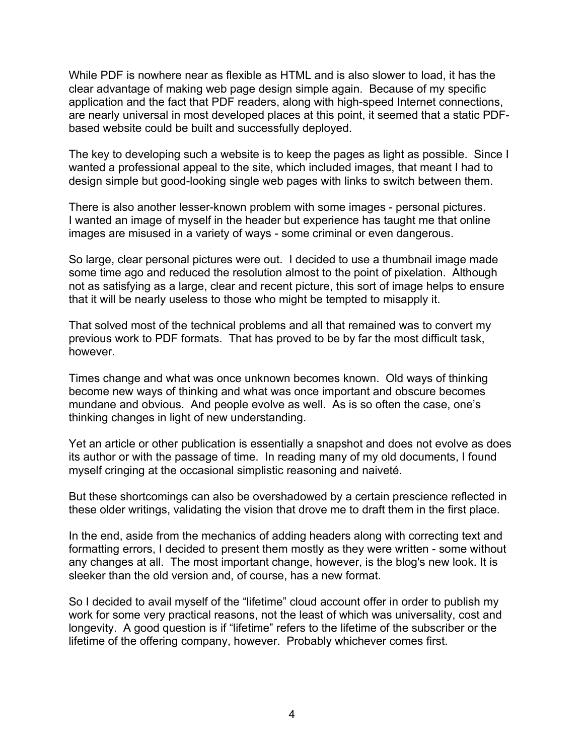While PDF is nowhere near as flexible as HTML and is also slower to load, it has the clear advantage of making web page design simple again. Because of my specific application and the fact that PDF readers, along with high-speed Internet connections, are nearly universal in most developed places at this point, it seemed that a static PDF-based website could be built and successfully deployed.

The key to developing such a website is to keep the pages as light as possible. Since I wanted a professional appeal to the site, which included images, that meant I had to design simple but good-looking single web pages with links to switch between them.

There is also another lesser-known problem with some images - personal pictures. I wanted an image of myself in the header but experience has taught me that online images are misused in a variety of ways - some criminal or even dangerous.

So large, clear personal pictures were out. I decided to use a thumbnail image made some time ago and reduced the resolution almost to the point of pixelation. Although not as satisfying as a large, clear and recent picture, this sort of image helps to ensure that it will be nearly useless to those who might be tempted to misapply it.

That solved most of the technical problems and all that remained was to convert my previous work to PDF formats. That has proved to be by far the most difficult task, however.

Times change and what was once unknown becomes known. Old ways of thinking become new ways of thinking and what was once important and obscure becomes mundane and obvious. And people evolve as well. As is so often the case, one's thinking changes in light of new understanding.

Yet an article or other publication is essentially a snapshot and does not evolve as does its author or with the passage of time. In reading many of my old documents, I found myself cringing at the occasional simplistic reasoning and naiveté.

But these shortcomings can also be overshadowed by a certain prescience reflected in these older writings, validating the vision that drove me to draft them in the first place.

In the end, aside from the mechanics of adding headers along with correcting text and formatting errors, I decided to present them mostly as they were written - some without any changes at all. The most important change, however, is the blog's new look. It is sleeker than the old version and, of course, has a new format.

So I decided to avail myself of the "lifetime" cloud account offer in order to publish my work for some very practical reasons, not the least of which was universality, cost and longevity. A good question is if "lifetime" refers to the lifetime of the subscriber or the lifetime of the offering company, however. Probably whichever comes first.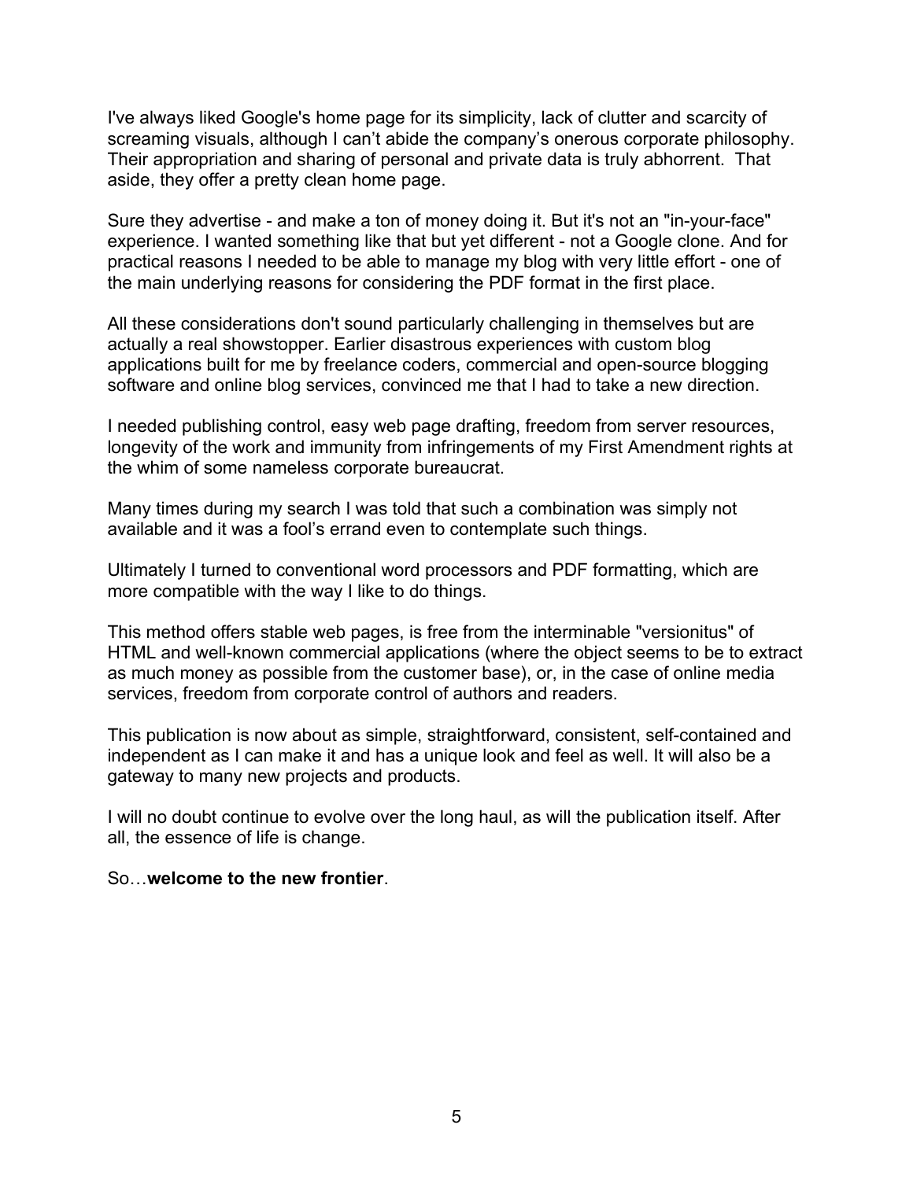I've always liked Google's home page for its simplicity, lack of clutter and scarcity of screaming visuals, although I can't abide the company's onerous corporate philosophy. Their appropriation and sharing of personal and private data is truly abhorrent. That aside, they offer a pretty clean home page.

Sure they advertise - and make a ton of money doing it. But it's not an "in-your-face" experience. I wanted something like that but yet different - not a Google clone. And for practical reasons I needed to be able to manage my blog with very little effort - one of the main underlying reasons for considering the PDF format in the first place.

All these considerations don't sound particularly challenging in themselves but are actually a real showstopper. Earlier disastrous experiences with custom blog applications built for me by freelance coders, commercial and open-source blogging software and online blog services, convinced me that I had to take a new direction.

I needed publishing control, easy web page drafting, freedom from server resources, longevity of the work and immunity from infringements of my First Amendment rights at the whim of some nameless corporate bureaucrat.

Many times during my search I was told that such a combination was simply not available and it was a fool's errand even to contemplate such things.

Ultimately I turned to conventional word processors and PDF formatting, which are more compatible with the way I like to do things.

This method offers stable web pages, is free from the interminable "versionitus" of HTML and well-known commercial applications (where the object seems to be to extract as much money as possible from the customer base), or, in the case of online media services, freedom from corporate control of authors and readers.

This publication is now about as simple, straightforward, consistent, self-contained and independent as I can make it and has a unique look and feel as well. It will also be a gateway to many new projects and products.

I will no doubt continue to evolve over the long haul, as will the publication itself. After all, the essence of life is change.

So…**welcome to the new frontier**.